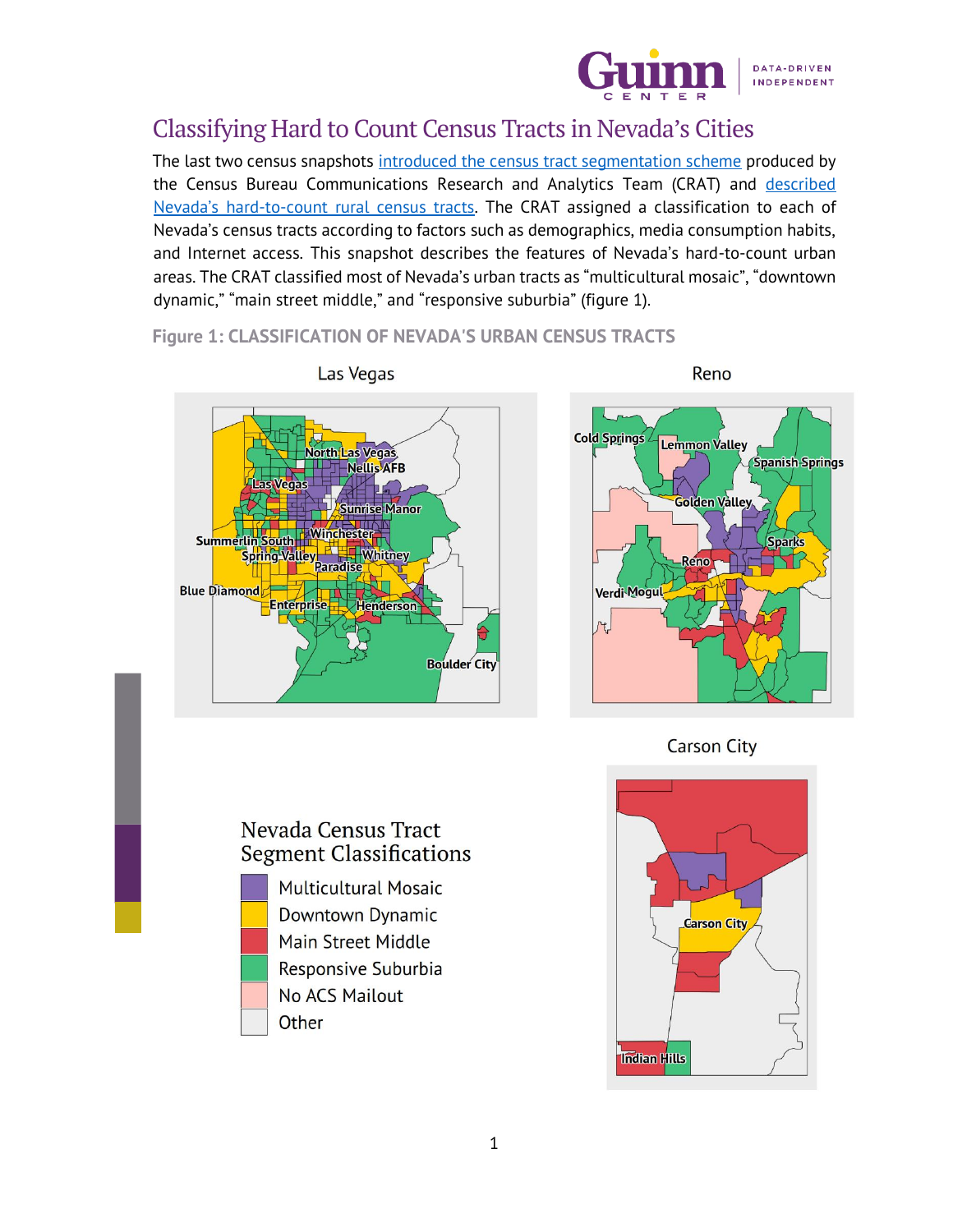# Classifying Hard to Count Census Tracts in Nevada's Cities

The last two census snapshots [introduced the census tract segmentation scheme]() produced by the Census Bureau Communications Research and Analytics Team (CRAT) and [described Nevada's hard-to-count rural census tracts](). The CRAT assigned a classification to each of Nevada's census tracts according to factors such as demographics, media consumption habits, and Internet access. This snapshot describes the features of Nevada's hard-to-count urban areas. The CRAT classified most of Nevada's urban tracts as "multicultural mosaic", "downtown dynamic," "main street middle," and "responsive suburbia" (figure 1).

**Figure 1: CLASSIFICATION OF NEVADA'S URBAN CENSUS TRACTS**

Las Vegas

Reno

Carson City

Nevada Census Tract Segment Classifications

- Multicultural Mosaic
- Downtown Dynamic
- Main Street Middle
- Responsive Suburbia
- No ACS Mailout
- Other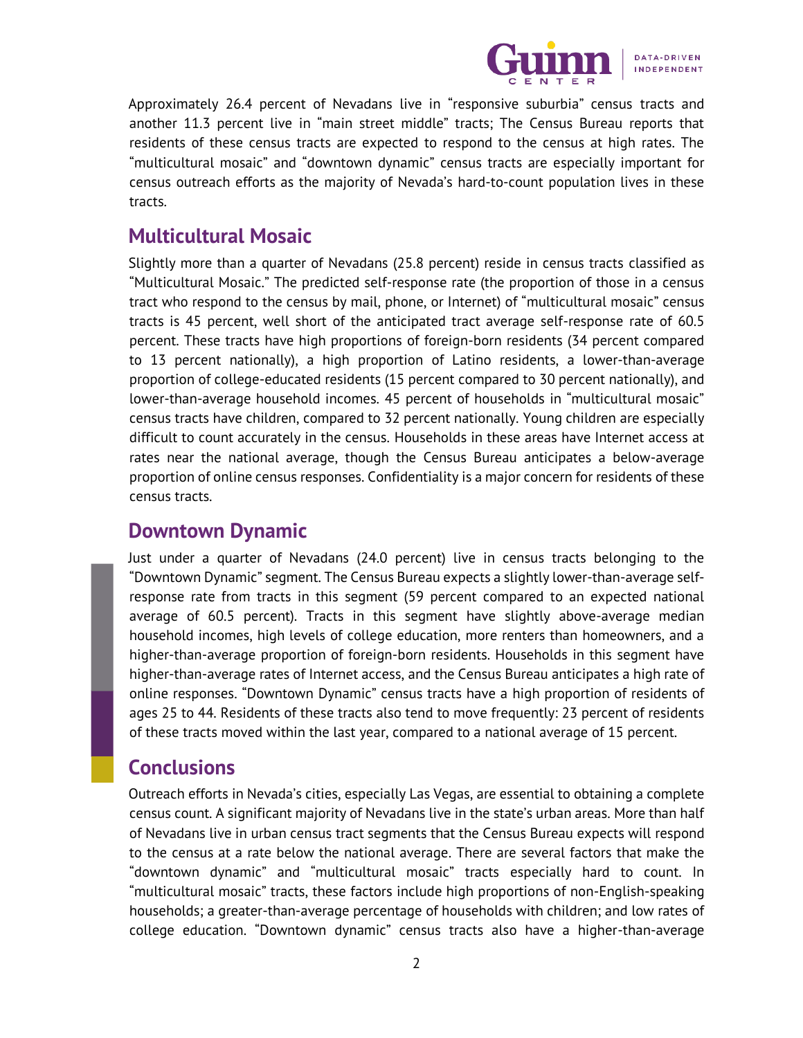Approximately 26.4 percent of Nevadans live in "responsive suburbia" census tracts and another 11.3 percent live in "main street middle" tracts; The Census Bureau reports that residents of these census tracts are expected to respond to the census at high rates. The "multicultural mosaic" and "downtown dynamic" census tracts are especially important for census outreach efforts as the majority of Nevada's hard-to-count population lives in these tracts.

## Multicultural Mosaic

Slightly more than a quarter of Nevadans (25.8 percent) reside in census tracts classified as "Multicultural Mosaic." The predicted self-response rate (the proportion of those in a census tract who respond to the census by mail, phone, or Internet) of "multicultural mosaic" census tracts is 45 percent, well short of the anticipated tract average self-response rate of 60.5 percent. These tracts have high proportions of foreign-born residents (34 percent compared to 13 percent nationally), a high proportion of Latino residents, a lower-than-average proportion of college-educated residents (15 percent compared to 30 percent nationally), and lower-than-average household incomes. 45 percent of households in "multicultural mosaic" census tracts have children, compared to 32 percent nationally. Young children are especially difficult to count accurately in the census. Households in these areas have Internet access at rates near the national average, though the Census Bureau anticipates a below-average proportion of online census responses. Confidentiality is a major concern for residents of these census tracts.

## Downtown Dynamic

Just under a quarter of Nevadans (24.0 percent) live in census tracts belonging to the "Downtown Dynamic" segment. The Census Bureau expects a slightly lower-than-average self-response rate from tracts in this segment (59 percent compared to an expected national average of 60.5 percent). Tracts in this segment have slightly above-average median household incomes, high levels of college education, more renters than homeowners, and a higher-than-average proportion of foreign-born residents. Households in this segment have higher-than-average rates of Internet access, and the Census Bureau anticipates a high rate of online responses. "Downtown Dynamic" census tracts have a high proportion of residents of ages 25 to 44. Residents of these tracts also tend to move frequently: 23 percent of residents of these tracts moved within the last year, compared to a national average of 15 percent.

## Conclusions

Outreach efforts in Nevada's cities, especially Las Vegas, are essential to obtaining a complete census count. A significant majority of Nevadans live in the state's urban areas. More than half of Nevadans live in urban census tract segments that the Census Bureau expects will respond to the census at a rate below the national average. There are several factors that make the "downtown dynamic" and "multicultural mosaic" tracts especially hard to count. In "multicultural mosaic" tracts, these factors include high proportions of non-English-speaking households; a greater-than-average percentage of households with children; and low rates of college education. "Downtown dynamic" census tracts also have a higher-than-average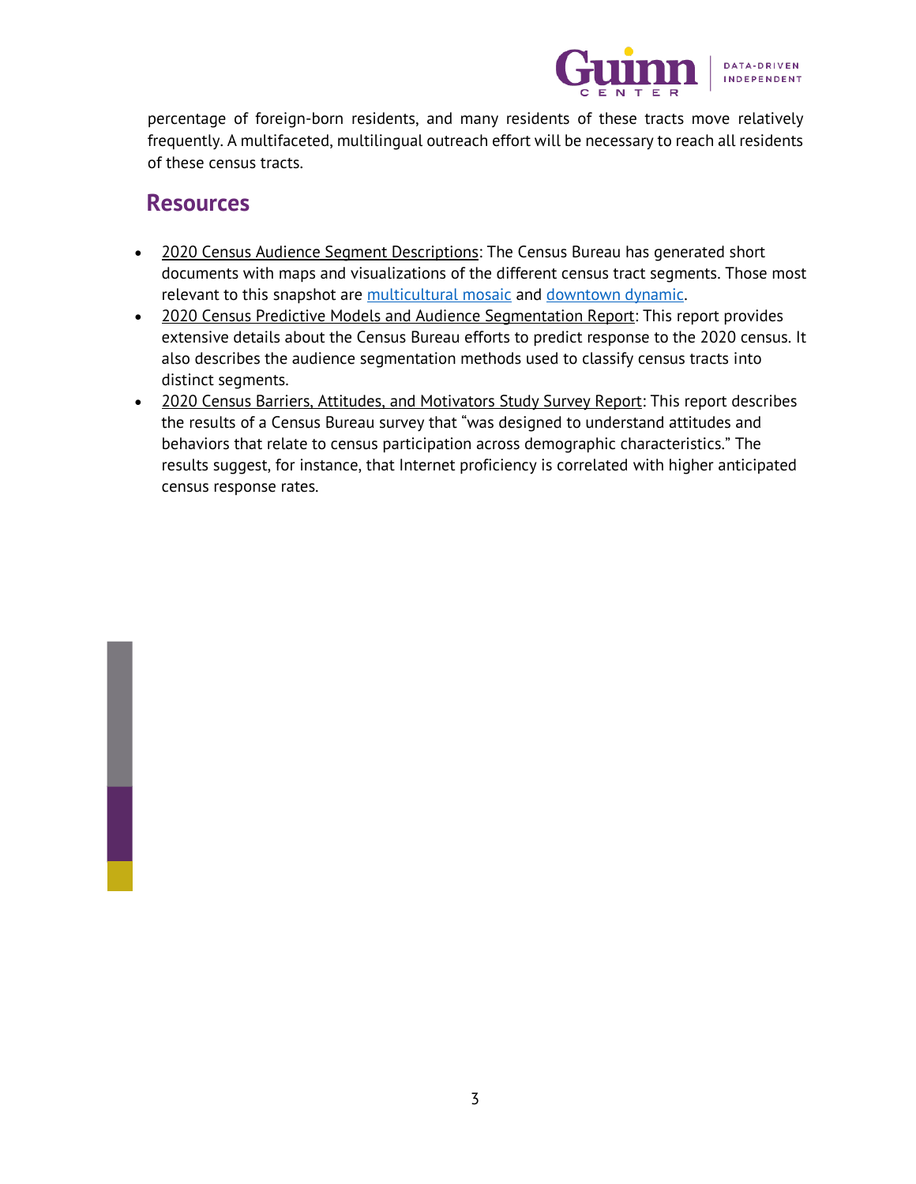percentage of foreign-born residents, and many residents of these tracts move relatively frequently. A multifaceted, multilingual outreach effort will be necessary to reach all residents of these census tracts.

## Resources

- 2020 Census Audience Segment Descriptions: The Census Bureau has generated short documents with maps and visualizations of the different census tract segments. Those most relevant to this snapshot are multicultural mosaic and downtown dynamic.
- 2020 Census Predictive Models and Audience Segmentation Report: This report provides extensive details about the Census Bureau efforts to predict response to the 2020 census. It also describes the audience segmentation methods used to classify census tracts into distinct segments.
- 2020 Census Barriers, Attitudes, and Motivators Study Survey Report: This report describes the results of a Census Bureau survey that "was designed to understand attitudes and behaviors that relate to census participation across demographic characteristics." The results suggest, for instance, that Internet proficiency is correlated with higher anticipated census response rates.